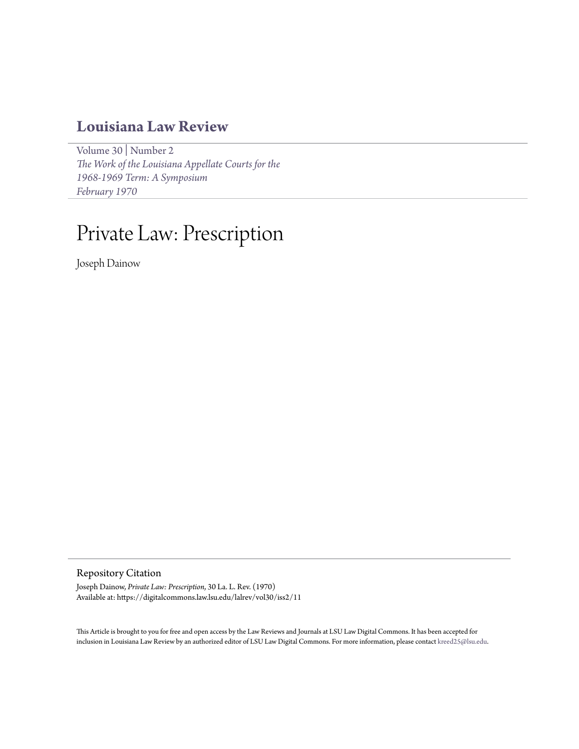# Louisiana Law Review

Volume 30 | Number 2
*The Work of the Louisiana Appellate Courts for the 1968-1969 Term: A Symposium*
*February 1970*

# Private Law: Prescription

Joseph Dainow

## Repository Citation

Joseph Dainow, *Private Law: Prescription*, 30 La. L. Rev. (1970)
Available at: https://digitalcommons.law.lsu.edu/lalrev/vol30/iss2/11

This Article is brought to you for free and open access by the Law Reviews and Journals at LSU Law Digital Commons. It has been accepted for inclusion in Louisiana Law Review by an authorized editor of LSU Law Digital Commons. For more information, please contact kreed25@lsu.edu.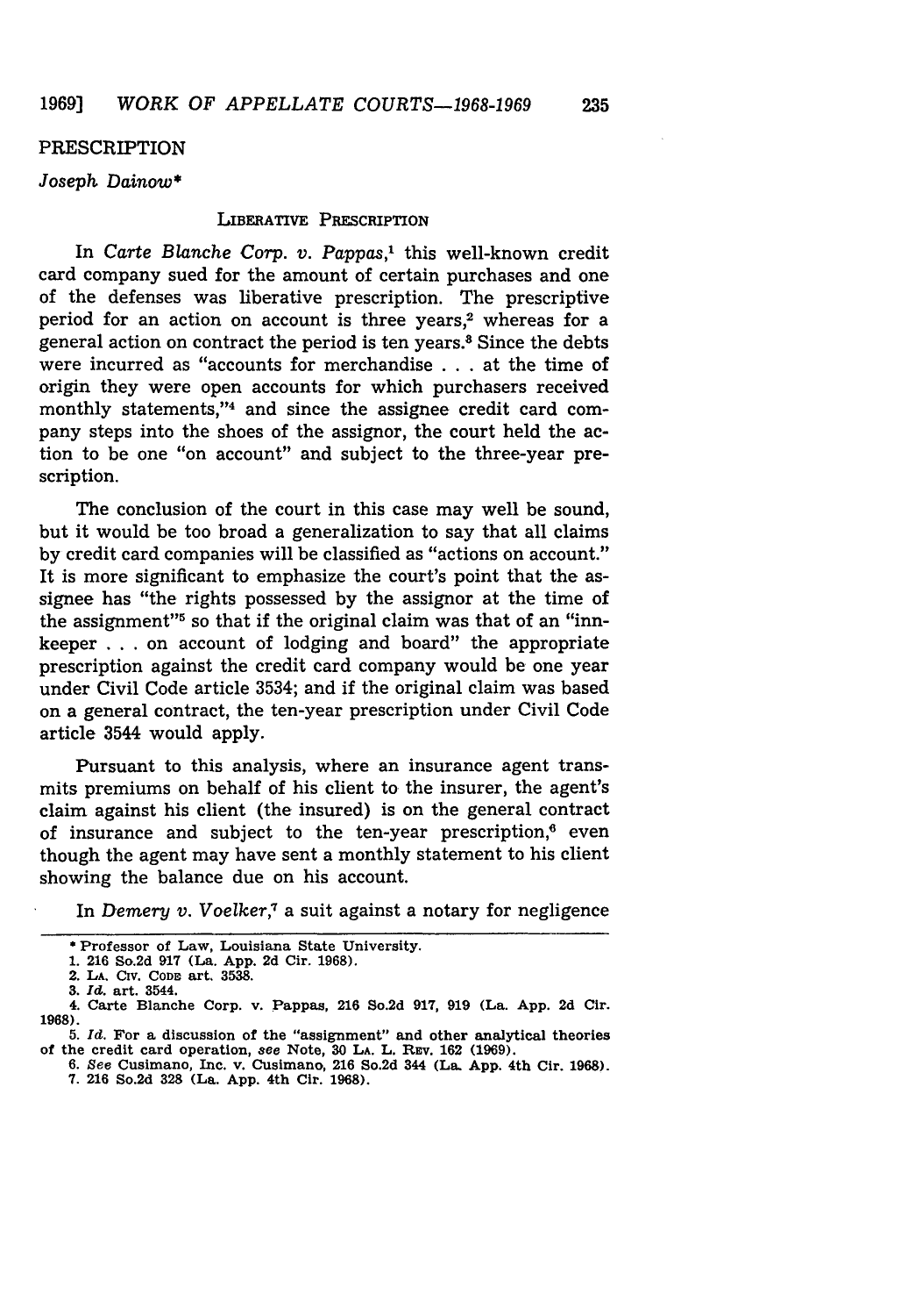## PRESCRIPTION

*Joseph Dainow**

### LIBERATIVE PRESCRIPTION

In *Carte Blanche Corp. v. Pappas*,[1] this well-known credit card company sued for the amount of certain purchases and one of the defenses was liberative prescription. The prescriptive period for an action on account is three years,[2] whereas for a general action on contract the period is ten years.[3] Since the debts were incurred as "accounts for merchandise . . . at the time of origin they were open accounts for which purchasers received monthly statements,"[4] and since the assignee credit card company steps into the shoes of the assignor, the court held the action to be one "on account" and subject to the three-year prescription.

The conclusion of the court in this case may well be sound, but it would be too broad a generalization to say that all claims by credit card companies will be classified as "actions on account." It is more significant to emphasize the court's point that the assignee has "the rights possessed by the assignor at the time of the assignment"[5] so that if the original claim was that of an "innkeeper . . . on account of lodging and board" the appropriate prescription against the credit card company would be one year under Civil Code article 3534; and if the original claim was based on a general contract, the ten-year prescription under Civil Code article 3544 would apply.

Pursuant to this analysis, where an insurance agent transmits premiums on behalf of his client to the insurer, the agent's claim against his client (the insured) is on the general contract of insurance and subject to the ten-year prescription,[6] even though the agent may have sent a monthly statement to his client showing the balance due on his account.

In *Demery v. Voelker*,[7] a suit against a notary for negligence

---

\* Professor of Law, Louisiana State University.

1. 216 So.2d 917 (La. App. 2d Cir. 1968).
2. LA. CIV. CODE art. 3538.
3. *Id.* art. 3544.
4. Carte Blanche Corp. v. Pappas, 216 So.2d 917, 919 (La. App. 2d Cir. 1968).
5. *Id.* For a discussion of the "assignment" and other analytical theories of the credit card operation, *see* Note, 30 LA. L. REV. 162 (1969).
6. *See* Cusimano, Inc. v. Cusimano, 216 So.2d 344 (La. App. 4th Cir. 1968).
7. 216 So.2d 328 (La. App. 4th Cir. 1968).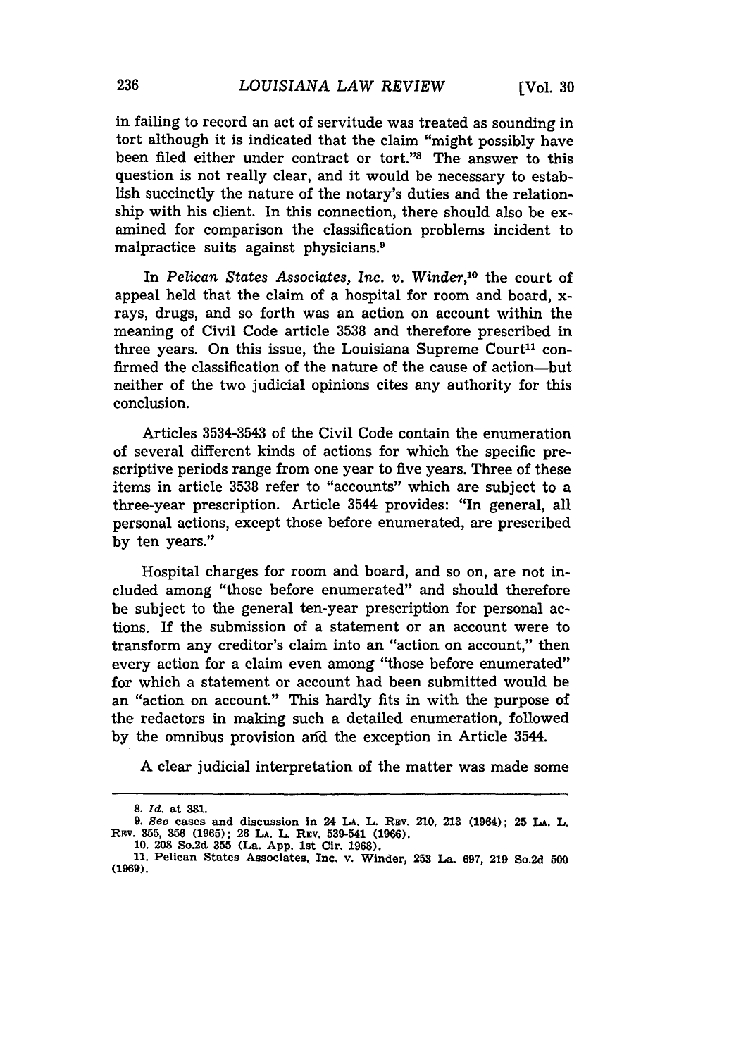in failing to record an act of servitude was treated as sounding in tort although it is indicated that the claim "might possibly have been filed either under contract or tort."[8] The answer to this question is not really clear, and it would be necessary to establish succinctly the nature of the notary's duties and the relationship with his client. In this connection, there should also be examined for comparison the classification problems incident to malpractice suits against physicians.[9]

In *Pelican States Associates, Inc. v. Winder*,[10] the court of appeal held that the claim of a hospital for room and board, x-rays, drugs, and so forth was an action on account within the meaning of Civil Code article 3538 and therefore prescribed in three years. On this issue, the Louisiana Supreme Court[11] confirmed the classification of the nature of the cause of action—but neither of the two judicial opinions cites any authority for this conclusion.

Articles 3534-3543 of the Civil Code contain the enumeration of several different kinds of actions for which the specific prescriptive periods range from one year to five years. Three of these items in article 3538 refer to "accounts" which are subject to a three-year prescription. Article 3544 provides: "In general, all personal actions, except those before enumerated, are prescribed by ten years."

Hospital charges for room and board, and so on, are not included among "those before enumerated" and should therefore be subject to the general ten-year prescription for personal actions. If the submission of a statement or an account were to transform any creditor's claim into an "action on account," then every action for a claim even among "those before enumerated" for which a statement or account had been submitted would be an "action on account." This hardly fits in with the purpose of the redactors in making such a detailed enumeration, followed by the omnibus provision and the exception in Article 3544.

A clear judicial interpretation of the matter was made some

---

8. *Id.* at 331.

9. *See* cases and discussion in 24 LA. L. REV. 210, 213 (1964); 25 LA. L. REV. 355, 356 (1965); 26 LA. L. REV. 539-541 (1966).

10. 208 So.2d 355 (La. App. 1st Cir. 1968).

11. Pelican States Associates, Inc. v. Winder, 253 La. 697, 219 So.2d 500 (1969).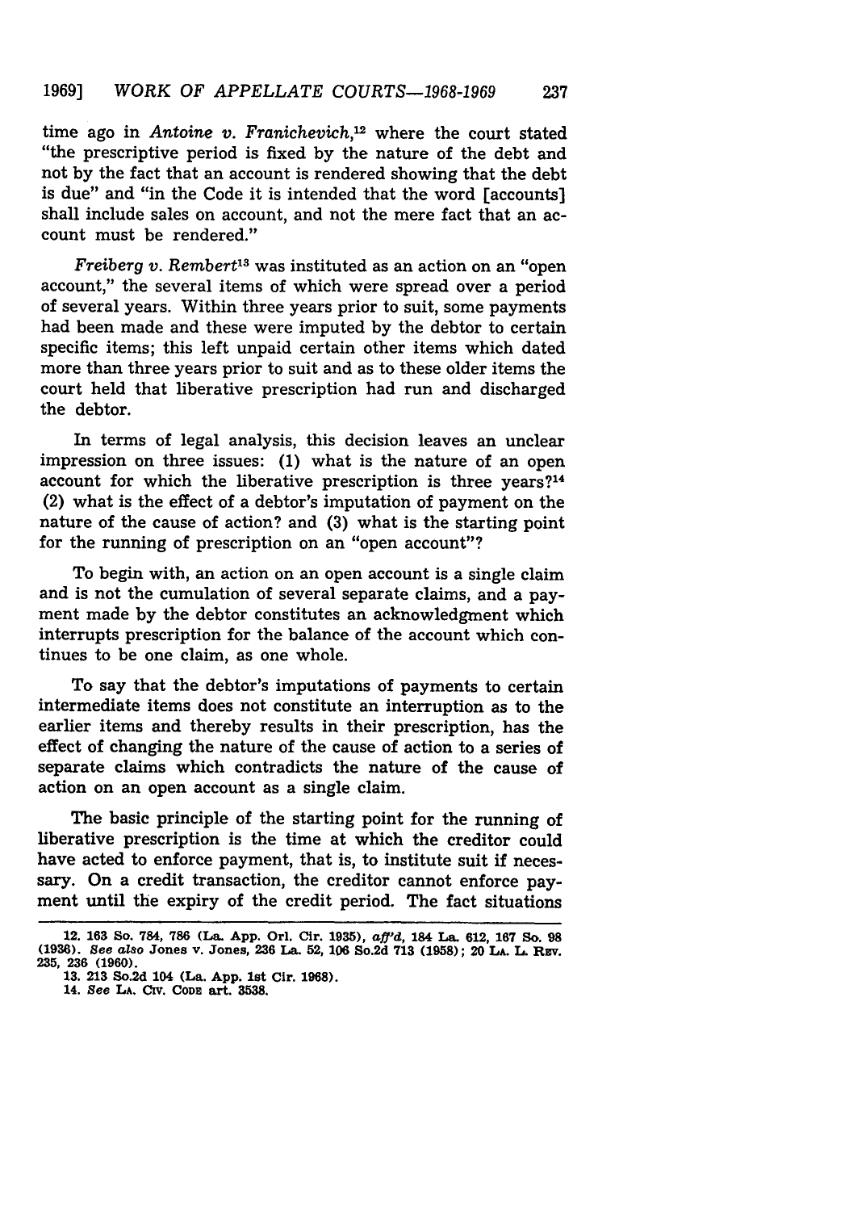time ago in *Antoine v. Franichevich*,[12] where the court stated "the prescriptive period is fixed by the nature of the debt and not by the fact that an account is rendered showing that the debt is due" and "in the Code it is intended that the word [accounts] shall include sales on account, and not the mere fact that an account must be rendered."

*Freiberg v. Rembert*[13] was instituted as an action on an "open account," the several items of which were spread over a period of several years. Within three years prior to suit, some payments had been made and these were imputed by the debtor to certain specific items; this left unpaid certain other items which dated more than three years prior to suit and as to these older items the court held that liberative prescription had run and discharged the debtor.

In terms of legal analysis, this decision leaves an unclear impression on three issues: (1) what is the nature of an open account for which the liberative prescription is three years?[14] (2) what is the effect of a debtor's imputation of payment on the nature of the cause of action? and (3) what is the starting point for the running of prescription on an "open account"?

To begin with, an action on an open account is a single claim and is not the cumulation of several separate claims, and a payment made by the debtor constitutes an acknowledgment which interrupts prescription for the balance of the account which continues to be one claim, as one whole.

To say that the debtor's imputations of payments to certain intermediate items does not constitute an interruption as to the earlier items and thereby results in their prescription, has the effect of changing the nature of the cause of action to a series of separate claims which contradicts the nature of the cause of action on an open account as a single claim.

The basic principle of the starting point for the running of liberative prescription is the time at which the creditor could have acted to enforce payment, that is, to institute suit if necessary. On a credit transaction, the creditor cannot enforce payment until the expiry of the credit period. The fact situations

---

12. 163 So. 784, 786 (La. App. Orl. Cir. 1935), *aff'd*, 184 La. 612, 167 So. 98 (1936). *See also* Jones v. Jones, 236 La. 52, 106 So.2d 713 (1958); 20 LA. L. REV. 235, 236 (1960).

13. 213 So.2d 104 (La. App. 1st Cir. 1968).

14. *See* LA. CIV. CODE art. 3538.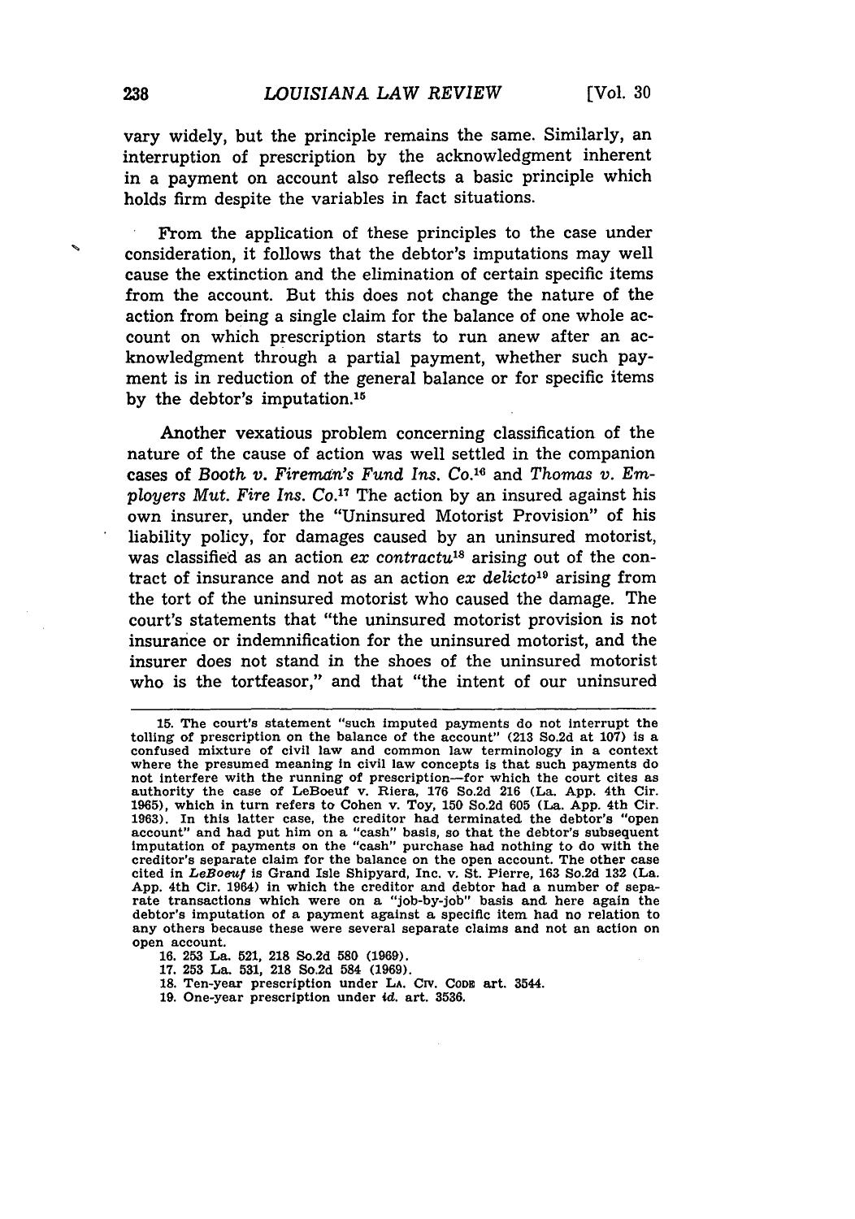vary widely, but the principle remains the same. Similarly, an interruption of prescription by the acknowledgment inherent in a payment on account also reflects a basic principle which holds firm despite the variables in fact situations.

From the application of these principles to the case under consideration, it follows that the debtor's imputations may well cause the extinction and the elimination of certain specific items from the account. But this does not change the nature of the action from being a single claim for the balance of one whole account on which prescription starts to run anew after an acknowledgment through a partial payment, whether such payment is in reduction of the general balance or for specific items by the debtor's imputation.[15]

Another vexatious problem concerning classification of the nature of the cause of action was well settled in the companion cases of *Booth v. Fireman's Fund Ins. Co.*[16] and *Thomas v. Employers Mut. Fire Ins. Co.*[17] The action by an insured against his own insurer, under the "Uninsured Motorist Provision" of his liability policy, for damages caused by an uninsured motorist, was classified as an action *ex contractu*[18] arising out of the contract of insurance and not as an action *ex delicto*[19] arising from the tort of the uninsured motorist who caused the damage. The court's statements that "the uninsured motorist provision is not insurance or indemnification for the uninsured motorist, and the insurer does not stand in the shoes of the uninsured motorist who is the tortfeasor," and that "the intent of our uninsured

---

15. The court's statement "such imputed payments do not interrupt the tolling of prescription on the balance of the account" (213 So.2d at 107) is a confused mixture of civil law and common law terminology in a context where the presumed meaning in civil law concepts is that such payments do not interfere with the running of prescription—for which the court cites as authority the case of LeBoeuf v. Riera, 176 So.2d 216 (La. App. 4th Cir. 1965), which in turn refers to Cohen v. Toy, 150 So.2d 605 (La. App. 4th Cir. 1963). In this latter case, the creditor had terminated the debtor's "open account" and had put him on a "cash" basis, so that the debtor's subsequent imputation of payments on the "cash" purchase had nothing to do with the creditor's separate claim for the balance on the open account. The other case cited in *LeBoeuf* is Grand Isle Shipyard, Inc. v. St. Pierre, 163 So.2d 132 (La. App. 4th Cir. 1964) in which the creditor and debtor had a number of separate transactions which were on a "job-by-job" basis and here again the debtor's imputation of a payment against a specific item had no relation to any others because these were several separate claims and not an action on open account.

16. 253 La. 521, 218 So.2d 580 (1969).

17. 253 La. 531, 218 So.2d 584 (1969).

18. Ten-year prescription under LA. CIV. CODE art. 3544.

19. One-year prescription under *id.* art. 3536.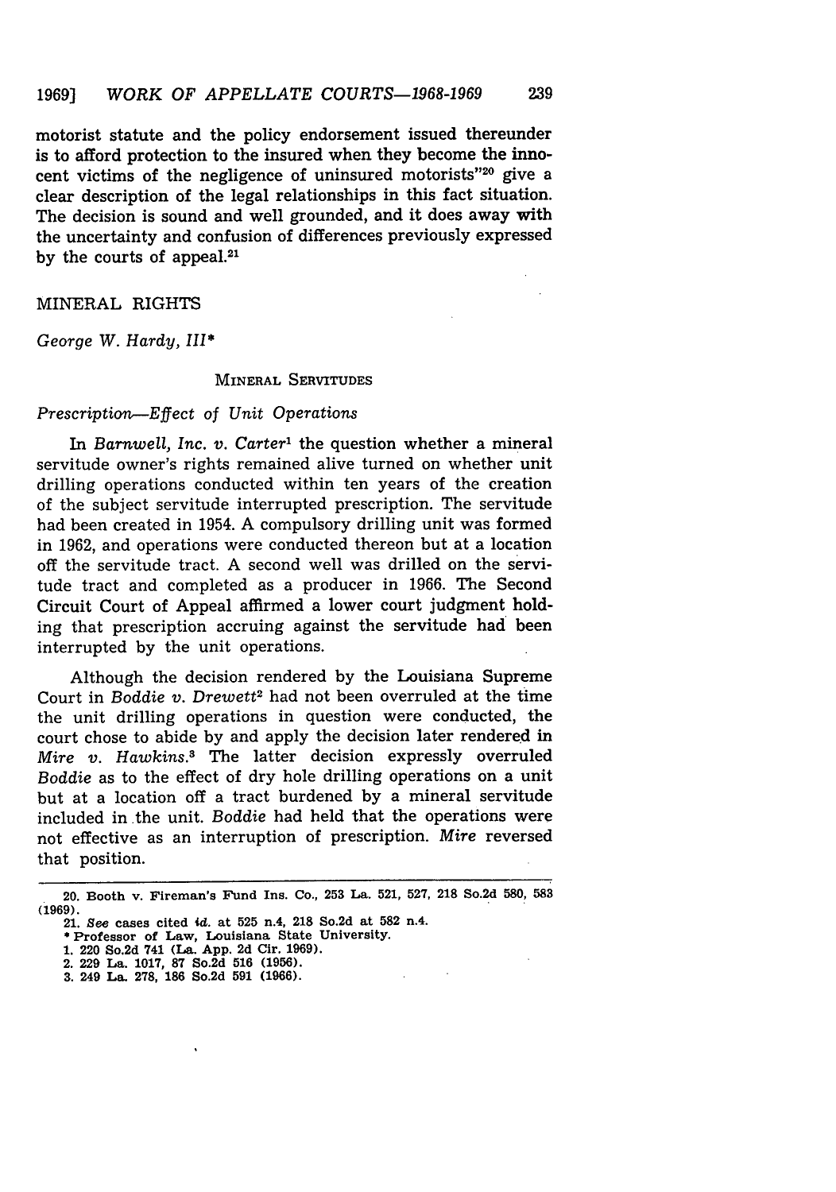motorist statute and the policy endorsement issued thereunder is to afford protection to the insured when they become the innocent victims of the negligence of uninsured motorists"[20] give a clear description of the legal relationships in this fact situation. The decision is sound and well grounded, and it does away with the uncertainty and confusion of differences previously expressed by the courts of appeal.[21]

## MINERAL RIGHTS

*George W. Hardy, III**

### MINERAL SERVITUDES

#### *Prescription—Effect of Unit Operations*

In *Barnwell, Inc. v. Carter*[1] the question whether a mineral servitude owner's rights remained alive turned on whether unit drilling operations conducted within ten years of the creation of the subject servitude interrupted prescription. The servitude had been created in 1954. A compulsory drilling unit was formed in 1962, and operations were conducted thereon but at a location off the servitude tract. A second well was drilled on the servitude tract and completed as a producer in 1966. The Second Circuit Court of Appeal affirmed a lower court judgment holding that prescription accruing against the servitude had been interrupted by the unit operations.

Although the decision rendered by the Louisiana Supreme Court in *Boddie v. Drewett*[2] had not been overruled at the time the unit drilling operations in question were conducted, the court chose to abide by and apply the decision later rendered in *Mire v. Hawkins*.[3] The latter decision expressly overruled *Boddie* as to the effect of dry hole drilling operations on a unit but at a location off a tract burdened by a mineral servitude included in the unit. *Boddie* had held that the operations were not effective as an interruption of prescription. *Mire* reversed that position.

---

20. Booth v. Fireman's Fund Ins. Co., 253 La. 521, 527, 218 So.2d 580, 583 (1969).

21. *See* cases cited *id.* at 525 n.4, 218 So.2d at 582 n.4.

\* Professor of Law, Louisiana State University.

1. 220 So.2d 741 (La. App. 2d Cir. 1969).

2. 229 La. 1017, 87 So.2d 516 (1956).

3. 249 La. 278, 186 So.2d 591 (1966).